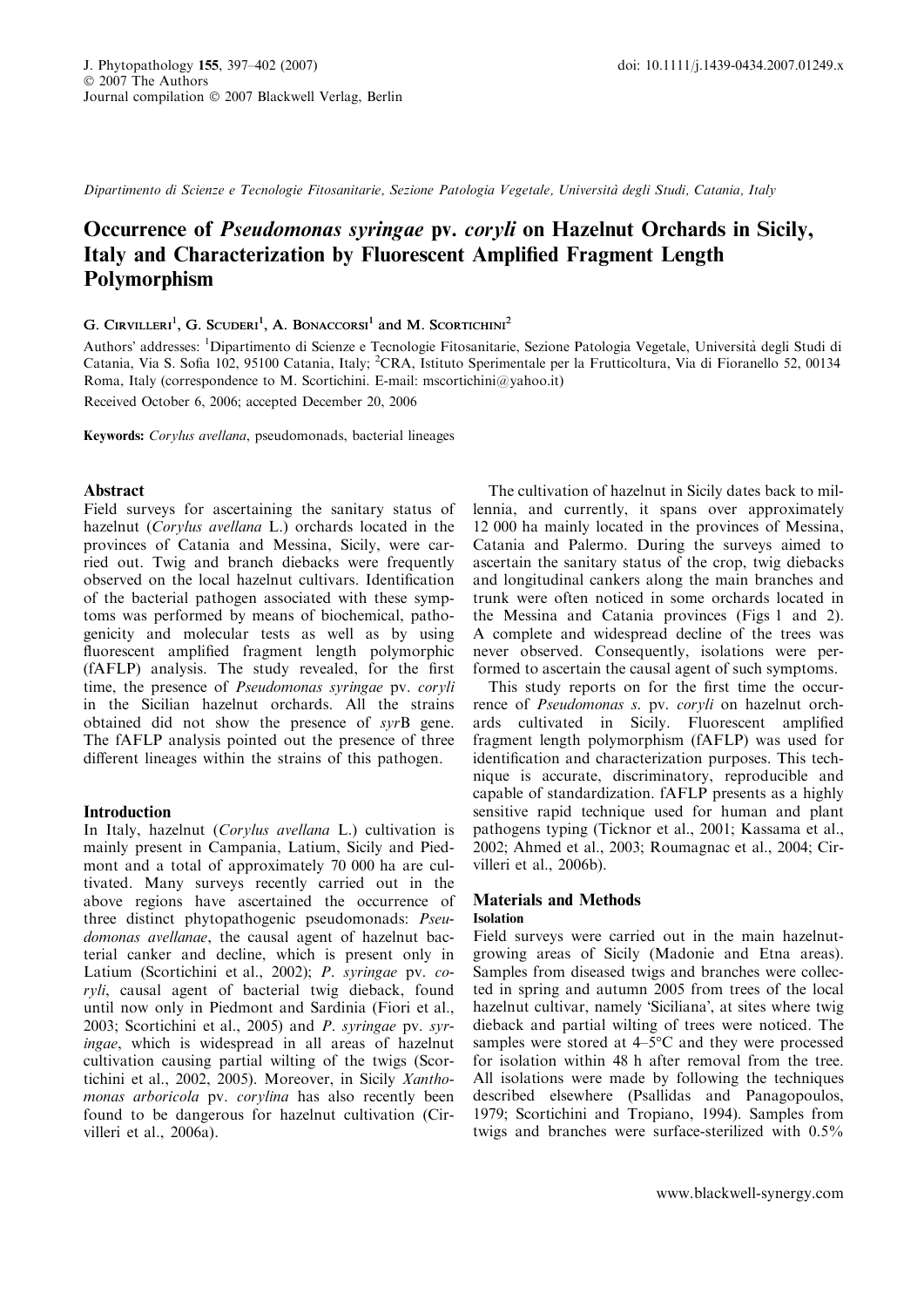Dipartimento di Scienze e Tecnologie Fitosanitarie, Sezione Patologia Vegetale, Università degli Studi, Catania, Italy

# Occurrence of *Pseudomonas syringae* pv. *coryli* on Hazelnut Orchards in Sicily, Italy and Characterization by Fluorescent Amplified Fragment Length Polymorphism

G. Cirvilleri[1], G. Scuderi[1], A. Bonaccorsi[1] and M. Scortichini[2]

Authors' addresses: [1]Dipartimento di Scienze e Tecnologie Fitosanitarie, Sezione Patologia Vegetale, Università degli Studi di Catania, Via S. Sofia 102, 95100 Catania, Italy; [2]CRA, Istituto Sperimentale per la Frutticoltura, Via di Fioranello 52, 00134 Roma, Italy (correspondence to M. Scortichini. E-mail: mscortichini@yahoo.it)

Received October 6, 2006; accepted December 20, 2006

**Keywords:** *Corylus avellana*, pseudomonads, bacterial lineages

## Abstract

Field surveys for ascertaining the sanitary status of hazelnut (*Corylus avellana* L.) orchards located in the provinces of Catania and Messina, Sicily, were carried out. Twig and branch diebacks were frequently observed on the local hazelnut cultivars. Identification of the bacterial pathogen associated with these symptoms was performed by means of biochemical, pathogenicity and molecular tests as well as by using fluorescent amplified fragment length polymorphic (fAFLP) analysis. The study revealed, for the first time, the presence of *Pseudomonas syringae* pv. *coryli* in the Sicilian hazelnut orchards. All the strains obtained did not show the presence of *syr*B gene. The fAFLP analysis pointed out the presence of three different lineages within the strains of this pathogen.

## Introduction

In Italy, hazelnut (*Corylus avellana* L.) cultivation is mainly present in Campania, Latium, Sicily and Piedmont and a total of approximately 70 000 ha are cultivated. Many surveys recently carried out in the above regions have ascertained the occurrence of three distinct phytopathogenic pseudomonads: *Pseudomonas avellanae*, the causal agent of hazelnut bacterial canker and decline, which is present only in Latium (Scortichini et al., 2002); *P. syringae* pv. *coryli*, causal agent of bacterial twig dieback, found until now only in Piedmont and Sardinia (Fiori et al., 2003; Scortichini et al., 2005) and *P. syringae* pv. *syringae*, which is widespread in all areas of hazelnut cultivation causing partial wilting of the twigs (Scortichini et al., 2002, 2005). Moreover, in Sicily *Xanthomonas arboricola* pv. *corylina* has also recently been found to be dangerous for hazelnut cultivation (Cirvilleri et al., 2006a).

The cultivation of hazelnut in Sicily dates back to millennia, and currently, it spans over approximately 12 000 ha mainly located in the provinces of Messina, Catania and Palermo. During the surveys aimed to ascertain the sanitary status of the crop, twig diebacks and longitudinal cankers along the main branches and trunk were often noticed in some orchards located in the Messina and Catania provinces (Figs 1 and 2). A complete and widespread decline of the trees was never observed. Consequently, isolations were performed to ascertain the causal agent of such symptoms.

This study reports on for the first time the occurrence of *Pseudomonas s.* pv. *coryli* on hazelnut orchards cultivated in Sicily. Fluorescent amplified fragment length polymorphism (fAFLP) was used for identification and characterization purposes. This technique is accurate, discriminatory, reproducible and capable of standardization. fAFLP presents as a highly sensitive rapid technique used for human and plant pathogens typing (Ticknor et al., 2001; Kassama et al., 2002; Ahmed et al., 2003; Roumagnac et al., 2004; Cirvilleri et al., 2006b).

## Materials and Methods

### Isolation

Field surveys were carried out in the main hazelnut-growing areas of Sicily (Madonie and Etna areas). Samples from diseased twigs and branches were collected in spring and autumn 2005 from trees of the local hazelnut cultivar, namely 'Siciliana', at sites where twig dieback and partial wilting of trees were noticed. The samples were stored at 4–5°C and they were processed for isolation within 48 h after removal from the tree. All isolations were made by following the techniques described elsewhere (Psallidas and Panagopoulos, 1979; Scortichini and Tropiano, 1994). Samples from twigs and branches were surface-sterilized with 0.5%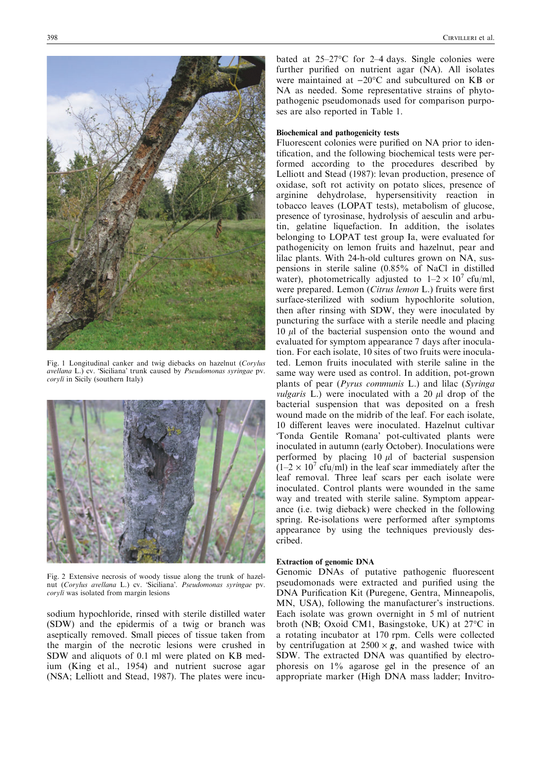Fig. 1 Longitudinal canker and twig diebacks on hazelnut (*Corylus avellana* L.) cv. 'Siciliana' trunk caused by *Pseudomonas syringae* pv. *coryli* in Sicily (southern Italy)

Fig. 2 Extensive necrosis of woody tissue along the trunk of hazelnut (*Corylus avellana* L.) cv. 'Siciliana'. *Pseudomonas syringae* pv. *coryli* was isolated from margin lesions

sodium hypochloride, rinsed with sterile distilled water (SDW) and the epidermis of a twig or branch was aseptically removed. Small pieces of tissue taken from the margin of the necrotic lesions were crushed in SDW and aliquots of 0.1 ml were plated on KB medium (King et al., 1954) and nutrient sucrose agar (NSA; Lelliott and Stead, 1987). The plates were incubated at 25–27°C for 2–4 days. Single colonies were further purified on nutrient agar (NA). All isolates were maintained at −20°C and subcultured on KB or NA as needed. Some representative strains of phytopathogenic pseudomonads used for comparison purposes are also reported in Table 1.

#### Biochemical and pathogenicity tests

Fluorescent colonies were purified on NA prior to identification, and the following biochemical tests were performed according to the procedures described by Lelliott and Stead (1987): levan production, presence of oxidase, soft rot activity on potato slices, presence of arginine dehydrolase, hypersensitivity reaction in tobacco leaves (LOPAT tests), metabolism of glucose, presence of tyrosinase, hydrolysis of aesculin and arbutin, gelatine liquefaction. In addition, the isolates belonging to LOPAT test group Ia, were evaluated for pathogenicity on lemon fruits and hazelnut, pear and lilac plants. With 24-h-old cultures grown on NA, suspensions in sterile saline (0.85% of NaCl in distilled water), photometrically adjusted to $1–2 \times 10^7$ cfu/ml, were prepared. Lemon (*Citrus lemon* L.) fruits were first surface-sterilized with sodium hypochlorite solution, then after rinsing with SDW, they were inoculated by puncturing the surface with a sterile needle and placing 10 $\mu$l of the bacterial suspension onto the wound and evaluated for symptom appearance 7 days after inoculation. For each isolate, 10 sites of two fruits were inoculated. Lemon fruits inoculated with sterile saline in the same way were used as control. In addition, pot-grown plants of pear (*Pyrus communis* L.) and lilac (*Syringa vulgaris* L.) were inoculated with a 20 $\mu$l drop of the bacterial suspension that was deposited on a fresh wound made on the midrib of the leaf. For each isolate, 10 different leaves were inoculated. Hazelnut cultivar 'Tonda Gentile Romana' pot-cultivated plants were inoculated in autumn (early October). Inoculations were performed by placing 10 $\mu$l of bacterial suspension ($1–2 \times 10^7$ cfu/ml) in the leaf scar immediately after the leaf removal. Three leaf scars per each isolate were inoculated. Control plants were wounded in the same way and treated with sterile saline. Symptom appearance (i.e. twig dieback) were checked in the following spring. Re-isolations were performed after symptoms appearance by using the techniques previously described.

#### Extraction of genomic DNA

Genomic DNAs of putative pathogenic fluorescent pseudomonads were extracted and purified using the DNA Purification Kit (Puregene, Gentra, Minneapolis, MN, USA), following the manufacturer's instructions. Each isolate was grown overnight in 5 ml of nutrient broth (NB; Oxoid CM1, Basingstoke, UK) at 27°C in a rotating incubator at 170 rpm. Cells were collected by centrifugation at $2500 \times \boldsymbol{g}$, and washed twice with SDW. The extracted DNA was quantified by electrophoresis on 1% agarose gel in the presence of an appropriate marker (High DNA mass ladder; Invitro-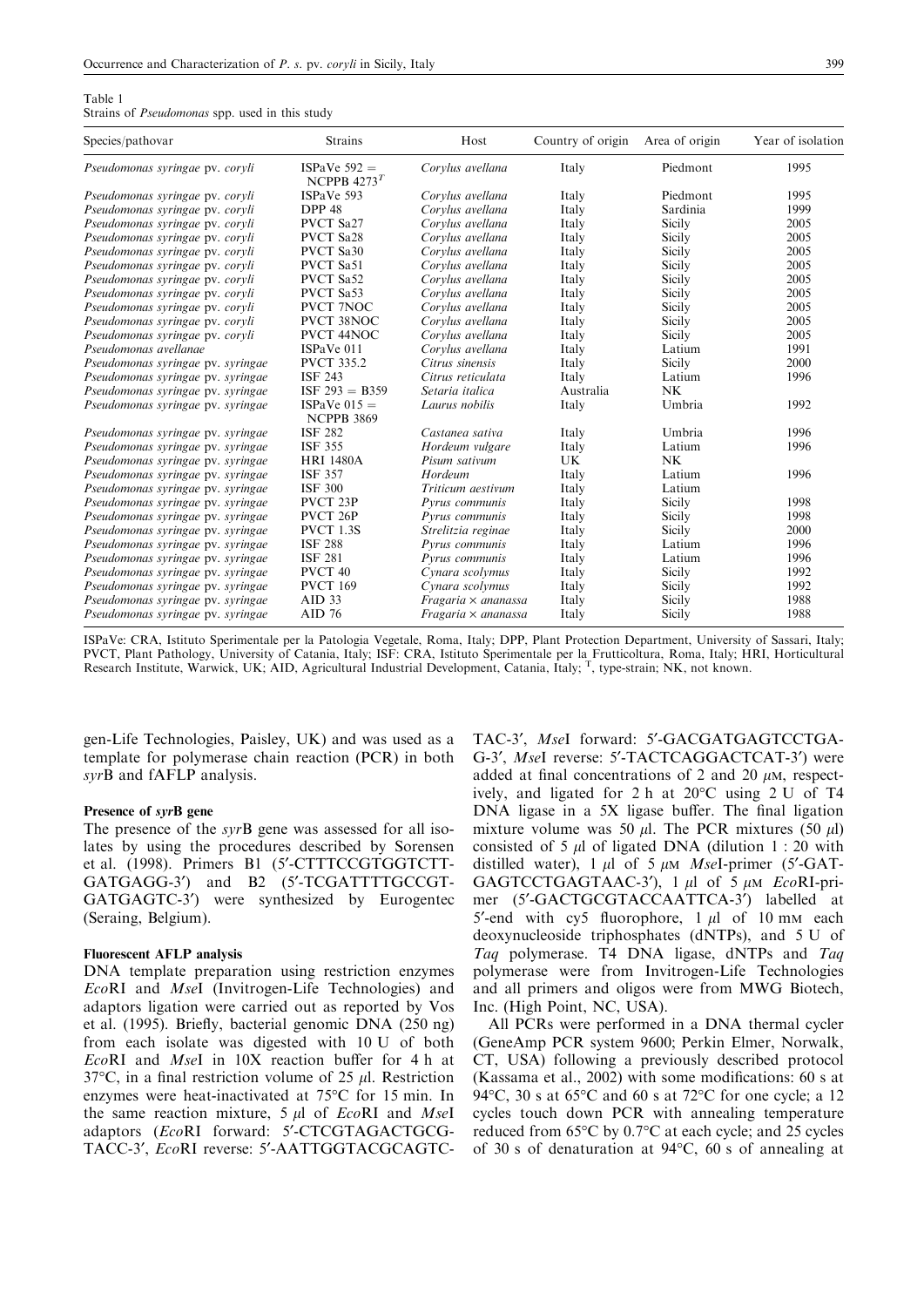Table 1
Strains of *Pseudomonas* spp. used in this study

| Species/pathovar | Strains | Host | Country of origin | Area of origin | Year of isolation |
|---|---|---|---|---|---|
| *Pseudomonas syringae* pv. *coryli* | ISPaVe 592 = NCPPB 4273$^T$ | *Corylus avellana* | Italy | Piedmont | 1995 |
| *Pseudomonas syringae* pv. *coryli* | ISPaVe 593 | *Corylus avellana* | Italy | Piedmont | 1995 |
| *Pseudomonas syringae* pv. *coryli* | DPP 48 | *Corylus avellana* | Italy | Sardinia | 1999 |
| *Pseudomonas syringae* pv. *coryli* | PVCT Sa27 | *Corylus avellana* | Italy | Sicily | 2005 |
| *Pseudomonas syringae* pv. *coryli* | PVCT Sa28 | *Corylus avellana* | Italy | Sicily | 2005 |
| *Pseudomonas syringae* pv. *coryli* | PVCT Sa30 | *Corylus avellana* | Italy | Sicily | 2005 |
| *Pseudomonas syringae* pv. *coryli* | PVCT Sa51 | *Corylus avellana* | Italy | Sicily | 2005 |
| *Pseudomonas syringae* pv. *coryli* | PVCT Sa52 | *Corylus avellana* | Italy | Sicily | 2005 |
| *Pseudomonas syringae* pv. *coryli* | PVCT Sa53 | *Corylus avellana* | Italy | Sicily | 2005 |
| *Pseudomonas syringae* pv. *coryli* | PVCT 7NOC | *Corylus avellana* | Italy | Sicily | 2005 |
| *Pseudomonas syringae* pv. *coryli* | PVCT 38NOC | *Corylus avellana* | Italy | Sicily | 2005 |
| *Pseudomonas syringae* pv. *coryli* | PVCT 44NOC | *Corylus avellana* | Italy | Sicily | 2005 |
| *Pseudomonas avellanae* | ISPaVe 011 | *Corylus avellana* | Italy | Latium | 1991 |
| *Pseudomonas syringae* pv. *syringae* | PVCT 335.2 | *Citrus sinensis* | Italy | Sicily | 2000 |
| *Pseudomonas syringae* pv. *syringae* | ISF 243 | *Citrus reticulata* | Italy | Latium | 1996 |
| *Pseudomonas syringae* pv. *syringae* | ISF 293 = B359 | *Setaria italica* | Australia | NK | |
| *Pseudomonas syringae* pv. *syringae* | ISPaVe 015 = NCPPB 3869 | *Laurus nobilis* | Italy | Umbria | 1992 |
| *Pseudomonas syringae* pv. *syringae* | ISF 282 | *Castanea sativa* | Italy | Umbria | 1996 |
| *Pseudomonas syringae* pv. *syringae* | ISF 355 | *Hordeum vulgare* | Italy | Latium | 1996 |
| *Pseudomonas syringae* pv. *syringae* | HRI 1480A | *Pisum sativum* | UK | NK | |
| *Pseudomonas syringae* pv. *syringae* | ISF 357 | *Hordeum* | Italy | Latium | 1996 |
| *Pseudomonas syringae* pv. *syringae* | ISF 300 | *Triticum aestivum* | Italy | Latium | |
| *Pseudomonas syringae* pv. *syringae* | PVCT 23P | *Pyrus communis* | Italy | Sicily | 1998 |
| *Pseudomonas syringae* pv. *syringae* | PVCT 26P | *Pyrus communis* | Italy | Sicily | 1998 |
| *Pseudomonas syringae* pv. *syringae* | PVCT 1.3S | *Strelitzia reginae* | Italy | Sicily | 2000 |
| *Pseudomonas syringae* pv. *syringae* | ISF 288 | *Pyrus communis* | Italy | Latium | 1996 |
| *Pseudomonas syringae* pv. *syringae* | ISF 281 | *Pyrus communis* | Italy | Latium | 1996 |
| *Pseudomonas syringae* pv. *syringae* | PVCT 40 | *Cynara scolymus* | Italy | Sicily | 1992 |
| *Pseudomonas syringae* pv. *syringae* | PVCT 169 | *Cynara scolymus* | Italy | Sicily | 1992 |
| *Pseudomonas syringae* pv. *syringae* | AID 33 | *Fragaria × ananassa* | Italy | Sicily | 1988 |
| *Pseudomonas syringae* pv. *syringae* | AID 76 | *Fragaria × ananassa* | Italy | Sicily | 1988 |

ISPaVe: CRA, Istituto Sperimentale per la Patologia Vegetale, Roma, Italy; DPP, Plant Protection Department, University of Sassari, Italy; PVCT, Plant Pathology, University of Catania, Italy; ISF: CRA, Istituto Sperimentale per la Frutticoltura, Roma, Italy; HRI, Horticultural Research Institute, Warwick, UK; AID, Agricultural Industrial Development, Catania, Italy; $^T$, type-strain; NK, not known.

gen-Life Technologies, Paisley, UK) and was used as a template for polymerase chain reaction (PCR) in both *syr*B and fAFLP analysis.

#### Presence of *syr*B gene

The presence of the *syr*B gene was assessed for all isolates by using the procedures described by Sorensen et al. (1998). Primers B1 (5′-CTTTCCGTGGTCTT-GATGAGG-3′) and B2 (5′-TCGATTTTGCCGT-GATGAGTC-3′) were synthesized by Eurogentec (Seraing, Belgium).

#### Fluorescent AFLP analysis

DNA template preparation using restriction enzymes *Eco*RI and *Mse*I (Invitrogen-Life Technologies) and adaptors ligation were carried out as reported by Vos et al. (1995). Briefly, bacterial genomic DNA (250 ng) from each isolate was digested with 10 U of both *Eco*RI and *Mse*I in 10X reaction buffer for 4 h at 37°C, in a final restriction volume of 25 $\mu$l. Restriction enzymes were heat-inactivated at 75°C for 15 min. In the same reaction mixture, 5 $\mu$l of *Eco*RI and *Mse*I adaptors (*Eco*RI forward: 5′-CTCGTAGACTGCG-TACC-3′, *Eco*RI reverse: 5′-AATTGGTACGCAGTC-TAC-3′, *Mse*I forward: 5′-GACGATGAGTCCTGA-G-3′, *Mse*I reverse: 5′-TACTCAGGACTCAT-3′) were added at final concentrations of 2 and 20 $\mu$M, respectively, and ligated for 2 h at 20°C using 2 U of T4 DNA ligase in a 5X ligase buffer. The final ligation mixture volume was 50 $\mu$l. The PCR mixtures (50 $\mu$l) consisted of 5 $\mu$l of ligated DNA (dilution 1 : 20 with distilled water), 1 $\mu$l of 5 $\mu$M *Mse*I-primer (5′-GAT-GAGTCCTGAGTAAC-3′), 1 $\mu$l of 5 $\mu$M *Eco*RI-primer (5′-GACTGCGTACCAATTCA-3′) labelled at 5′-end with cy5 fluorophore, 1 $\mu$l of 10 mM each deoxynucleoside triphosphates (dNTPs), and 5 U of *Taq* polymerase. T4 DNA ligase, dNTPs and *Taq* polymerase were from Invitrogen-Life Technologies and all primers and oligos were from MWG Biotech, Inc. (High Point, NC, USA).

All PCRs were performed in a DNA thermal cycler (GeneAmp PCR system 9600; Perkin Elmer, Norwalk, CT, USA) following a previously described protocol (Kassama et al., 2002) with some modifications: 60 s at 94°C, 30 s at 65°C and 60 s at 72°C for one cycle; a 12 cycles touch down PCR with annealing temperature reduced from 65°C by 0.7°C at each cycle; and 25 cycles of 30 s of denaturation at 94°C, 60 s of annealing at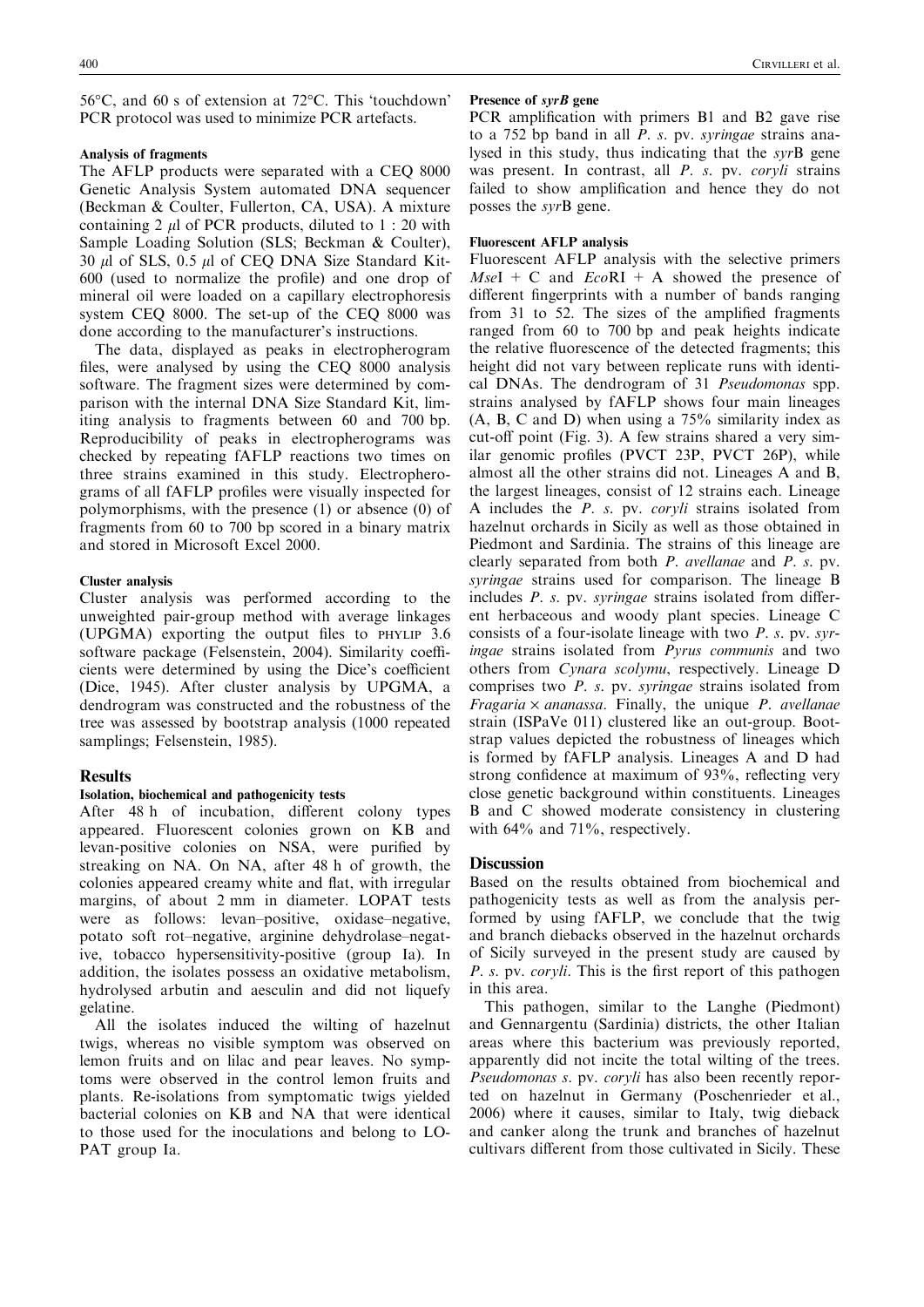56°C, and 60 s of extension at 72°C. This 'touchdown' PCR protocol was used to minimize PCR artefacts.

#### Analysis of fragments

The AFLP products were separated with a CEQ 8000 Genetic Analysis System automated DNA sequencer (Beckman & Coulter, Fullerton, CA, USA). A mixture containing 2 $\mu$l of PCR products, diluted to 1 : 20 with Sample Loading Solution (SLS; Beckman & Coulter), 30 $\mu$l of SLS, 0.5 $\mu$l of CEQ DNA Size Standard Kit-600 (used to normalize the profile) and one drop of mineral oil were loaded on a capillary electrophoresis system CEQ 8000. The set-up of the CEQ 8000 was done according to the manufacturer's instructions.

The data, displayed as peaks in electropherogram files, were analysed by using the CEQ 8000 analysis software. The fragment sizes were determined by comparison with the internal DNA Size Standard Kit, limiting analysis to fragments between 60 and 700 bp. Reproducibility of peaks in electropherograms was checked by repeating fAFLP reactions two times on three strains examined in this study. Electropherograms of all fAFLP profiles were visually inspected for polymorphisms, with the presence (1) or absence (0) of fragments from 60 to 700 bp scored in a binary matrix and stored in Microsoft Excel 2000.

#### Cluster analysis

Cluster analysis was performed according to the unweighted pair-group method with average linkages (UPGMA) exporting the output files to PHYLIP 3.6 software package (Felsenstein, 2004). Similarity coefficients were determined by using the Dice's coefficient (Dice, 1945). After cluster analysis by UPGMA, a dendrogram was constructed and the robustness of the tree was assessed by bootstrap analysis (1000 repeated samplings; Felsenstein, 1985).

## Results

#### Isolation, biochemical and pathogenicity tests

After 48 h of incubation, different colony types appeared. Fluorescent colonies grown on KB and levan-positive colonies on NSA, were purified by streaking on NA. On NA, after 48 h of growth, the colonies appeared creamy white and flat, with irregular margins, of about 2 mm in diameter. LOPAT tests were as follows: levan–positive, oxidase–negative, potato soft rot–negative, arginine dehydrolase–negative, tobacco hypersensitivity-positive (group Ia). In addition, the isolates possess an oxidative metabolism, hydrolysed arbutin and aesculin and did not liquefy gelatine.

All the isolates induced the wilting of hazelnut twigs, whereas no visible symptom was observed on lemon fruits and on lilac and pear leaves. No symptoms were observed in the control lemon fruits and plants. Re-isolations from symptomatic twigs yielded bacterial colonies on KB and NA that were identical to those used for the inoculations and belong to LOPAT group Ia.

#### Presence of *syr*B gene

PCR amplification with primers B1 and B2 gave rise to a 752 bp band in all *P. s.* pv. *syringae* strains analysed in this study, thus indicating that the *syr*B gene was present. In contrast, all *P. s.* pv. *coryli* strains failed to show amplification and hence they do not posses the *syr*B gene.

#### Fluorescent AFLP analysis

Fluorescent AFLP analysis with the selective primers *Mse*I + C and *Eco*RI + A showed the presence of different fingerprints with a number of bands ranging from 31 to 52. The sizes of the amplified fragments ranged from 60 to 700 bp and peak heights indicate the relative fluorescence of the detected fragments; this height did not vary between replicate runs with identical DNAs. The dendrogram of 31 *Pseudomonas* spp. strains analysed by fAFLP shows four main lineages (A, B, C and D) when using a 75% similarity index as cut-off point (Fig. 3). A few strains shared a very similar genomic profiles (PVCT 23P, PVCT 26P), while almost all the other strains did not. Lineages A and B, the largest lineages, consist of 12 strains each. Lineage A includes the *P. s.* pv. *coryli* strains isolated from hazelnut orchards in Sicily as well as those obtained in Piedmont and Sardinia. The strains of this lineage are clearly separated from both *P. avellanae* and *P. s.* pv. *syringae* strains used for comparison. The lineage B includes *P. s.* pv. *syringae* strains isolated from different herbaceous and woody plant species. Lineage C consists of a four-isolate lineage with two *P. s.* pv. *syringae* strains isolated from *Pyrus communis* and two others from *Cynara scolymu*, respectively. Lineage D comprises two *P. s.* pv. *syringae* strains isolated from *Fragaria* × *ananassa*. Finally, the unique *P. avellanae* strain (ISPaVe 011) clustered like an out-group. Bootstrap values depicted the robustness of lineages which is formed by fAFLP analysis. Lineages A and D had strong confidence at maximum of 93%, reflecting very close genetic background within constituents. Lineages B and C showed moderate consistency in clustering with 64% and 71%, respectively.

## Discussion

Based on the results obtained from biochemical and pathogenicity tests as well as from the analysis performed by using fAFLP, we conclude that the twig and branch diebacks observed in the hazelnut orchards of Sicily surveyed in the present study are caused by *P. s.* pv. *coryli*. This is the first report of this pathogen in this area.

This pathogen, similar to the Langhe (Piedmont) and Gennargentu (Sardinia) districts, the other Italian areas where this bacterium was previously reported, apparently did not incite the total wilting of the trees. *Pseudomonas s.* pv. *coryli* has also been recently reported on hazelnut in Germany (Poschenrieder et al., 2006) where it causes, similar to Italy, twig dieback and canker along the trunk and branches of hazelnut cultivars different from those cultivated in Sicily. These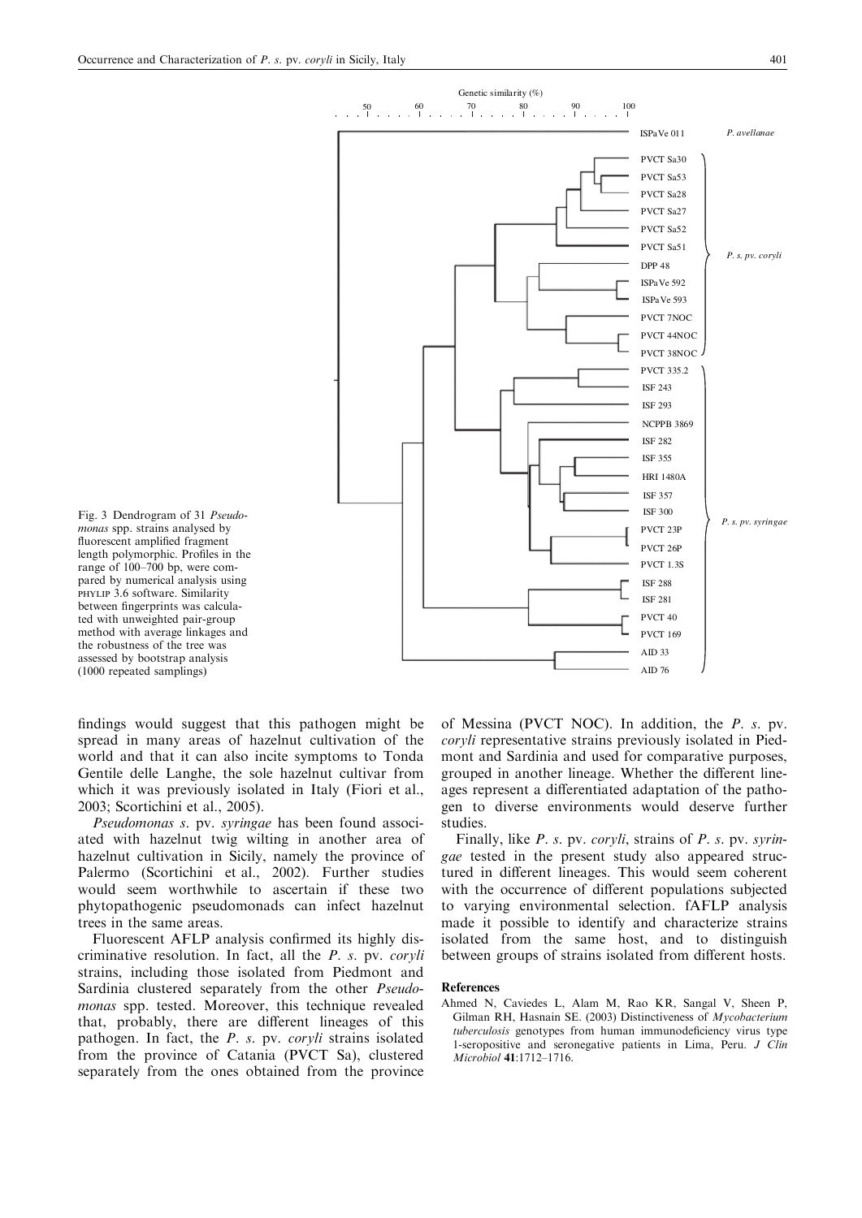Genetic similarity (%)

50 60 70 80 90 100

ISPaVe 011 — *P. avellanae*

PVCT Sa30
PVCT Sa53
PVCT Sa28
PVCT Sa27
PVCT Sa52
PVCT Sa51
DPP 48
ISPaVe 592
ISPaVe 593
PVCT 7NOC
PVCT 44NOC
PVCT 38NOC

*P. s.* pv. *coryli*

PVCT 335.2
ISF 243
ISF 293
NCPPB 3869
ISF 282
ISF 355
HRI 1480A
ISF 357
ISF 300
PVCT 23P
PVCT 26P
PVCT 1.3S
ISF 288
ISF 281
PVCT 40
PVCT 169
AID 33
AID 76

*P. s.* pv. *syringae*

Fig. 3 Dendrogram of 31 *Pseudomonas* spp. strains analysed by fluorescent amplified fragment length polymorphic. Profiles in the range of 100–700 bp, were compared by numerical analysis using PHYLIP 3.6 software. Similarity between fingerprints was calculated with unweighted pair-group method with average linkages and the robustness of the tree was assessed by bootstrap analysis (1000 repeated samplings)

findings would suggest that this pathogen might be spread in many areas of hazelnut cultivation of the world and that it can also incite symptoms to Tonda Gentile delle Langhe, the sole hazelnut cultivar from which it was previously isolated in Italy (Fiori et al., 2003; Scortichini et al., 2005).

*Pseudomonas s.* pv. *syringae* has been found associated with hazelnut twig wilting in another area of hazelnut cultivation in Sicily, namely the province of Palermo (Scortichini et al., 2002). Further studies would seem worthwhile to ascertain if these two phytopathogenic pseudomonads can infect hazelnut trees in the same areas.

Fluorescent AFLP analysis confirmed its highly discriminative resolution. In fact, all the *P. s.* pv. *coryli* strains, including those isolated from Piedmont and Sardinia clustered separately from the other *Pseudomonas* spp. tested. Moreover, this technique revealed that, probably, there are different lineages of this pathogen. In fact, the *P. s.* pv. *coryli* strains isolated from the province of Catania (PVCT Sa), clustered separately from the ones obtained from the province of Messina (PVCT NOC). In addition, the *P. s.* pv. *coryli* representative strains previously isolated in Piedmont and Sardinia and used for comparative purposes, grouped in another lineage. Whether the different lineages represent a differentiated adaptation of the pathogen to diverse environments would deserve further studies.

Finally, like *P. s.* pv. *coryli*, strains of *P. s.* pv. *syringae* tested in the present study also appeared structured in different lineages. This would seem coherent with the occurrence of different populations subjected to varying environmental selection. fAFLP analysis made it possible to identify and characterize strains isolated from the same host, and to distinguish between groups of strains isolated from different hosts.

## References

Ahmed N, Caviedes L, Alam M, Rao KR, Sangal V, Sheen P, Gilman RH, Hasnain SE. (2003) Distinctiveness of *Mycobacterium tuberculosis* genotypes from human immunodeficiency virus type 1-seropositive and seronegative patients in Lima, Peru. *J Clin Microbiol* **41**:1712–1716.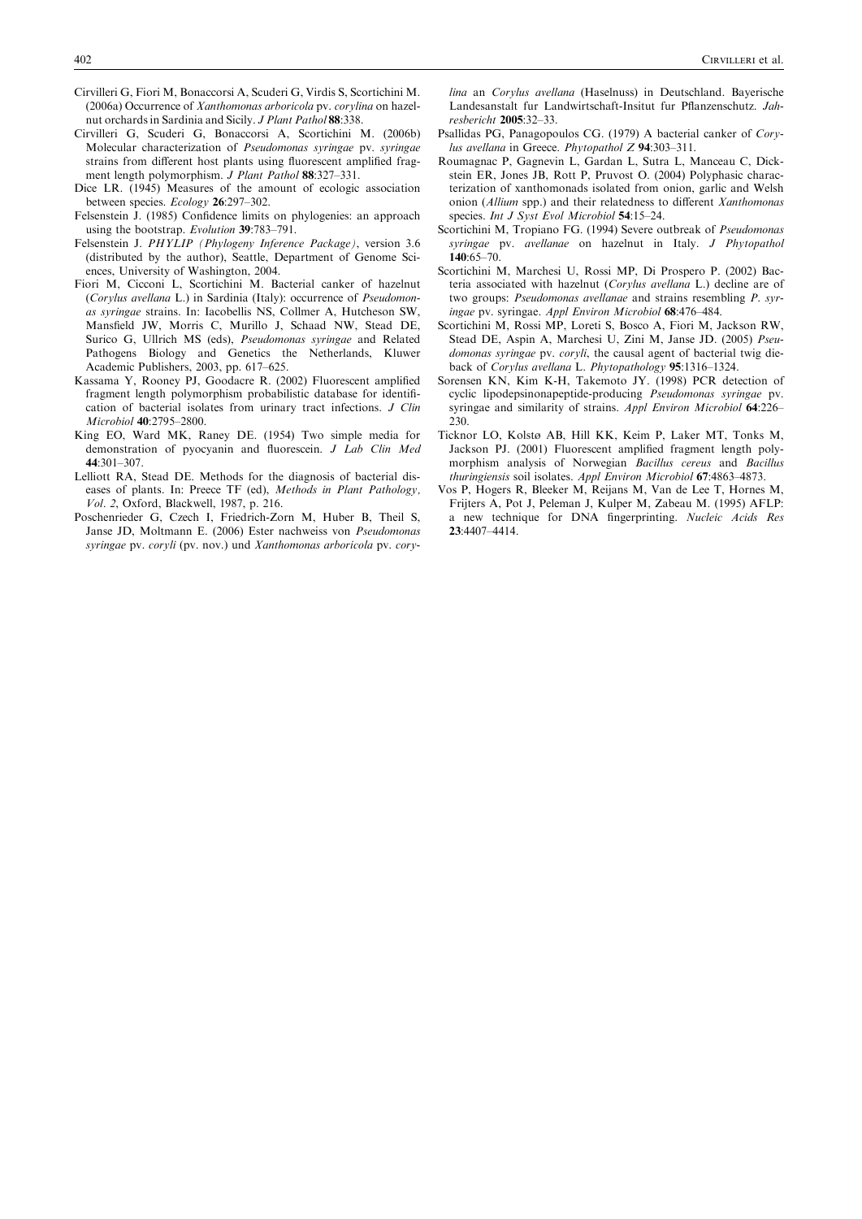Cirvilleri G, Fiori M, Bonaccorsi A, Scuderi G, Virdis S, Scortichini M. (2006a) Occurrence of *Xanthomonas arboricola* pv. *corylina* on hazelnut orchards in Sardinia and Sicily. *J Plant Pathol* **88**:338.

Cirvilleri G, Scuderi G, Bonaccorsi A, Scortichini M. (2006b) Molecular characterization of *Pseudomonas syringae* pv. *syringae* strains from different host plants using fluorescent amplified fragment length polymorphism. *J Plant Pathol* **88**:327–331.

Dice LR. (1945) Measures of the amount of ecologic association between species. *Ecology* **26**:297–302.

Felsenstein J. (1985) Confidence limits on phylogenies: an approach using the bootstrap. *Evolution* **39**:783–791.

Felsenstein J. *PHYLIP (Phylogeny Inference Package)*, version 3.6 (distributed by the author), Seattle, Department of Genome Sciences, University of Washington, 2004.

Fiori M, Cicconi L, Scortichini M. Bacterial canker of hazelnut (*Corylus avellana* L.) in Sardinia (Italy): occurrence of *Pseudomonas syringae* strains. In: Iacobellis NS, Collmer A, Hutcheson SW, Mansfield JW, Morris C, Murillo J, Schaad NW, Stead DE, Surico G, Ullrich MS (eds), *Pseudomonas syringae* and Related Pathogens Biology and Genetics the Netherlands, Kluwer Academic Publishers, 2003, pp. 617–625.

Kassama Y, Rooney PJ, Goodacre R. (2002) Fluorescent amplified fragment length polymorphism probabilistic database for identification of bacterial isolates from urinary tract infections. *J Clin Microbiol* **40**:2795–2800.

King EO, Ward MK, Raney DE. (1954) Two simple media for demonstration of pyocyanin and fluorescein. *J Lab Clin Med* **44**:301–307.

Lelliott RA, Stead DE. Methods for the diagnosis of bacterial diseases of plants. In: Preece TF (ed), *Methods in Plant Pathology, Vol. 2*, Oxford, Blackwell, 1987, p. 216.

Poschenrieder G, Czech I, Friedrich-Zorn M, Huber B, Theil S, Janse JD, Moltmann E. (2006) Ester nachweiss von *Pseudomonas syringae* pv. *coryli* (pv. nov.) und *Xanthomonas arboricola* pv. *corylina* an *Corylus avellana* (Haselnuss) in Deutschland. Bayerische Landesanstalt fur Landwirtschaft-Insitut fur Pflanzenschutz. *Jahresbericht* **2005**:32–33.

Psallidas PG, Panagopoulos CG. (1979) A bacterial canker of *Corylus avellana* in Greece. *Phytopathol Z* **94**:303–311.

Roumagnac P, Gagnevin L, Gardan L, Sutra L, Manceau C, Dickstein ER, Jones JB, Rott P, Pruvost O. (2004) Polyphasic characterization of xanthomonads isolated from onion, garlic and Welsh onion (*Allium* spp.) and their relatedness to different *Xanthomonas* species. *Int J Syst Evol Microbiol* **54**:15–24.

Scortichini M, Tropiano FG. (1994) Severe outbreak of *Pseudomonas syringae* pv. *avellanae* on hazelnut in Italy. *J Phytopathol* **140**:65–70.

Scortichini M, Marchesi U, Rossi MP, Di Prospero P. (2002) Bacteria associated with hazelnut (*Corylus avellana* L.) decline are of two groups: *Pseudomonas avellanae* and strains resembling *P. syringae* pv. syringae. *Appl Environ Microbiol* **68**:476–484.

Scortichini M, Rossi MP, Loreti S, Bosco A, Fiori M, Jackson RW, Stead DE, Aspin A, Marchesi U, Zini M, Janse JD. (2005) *Pseudomonas syringae* pv. *coryli*, the causal agent of bacterial twig dieback of *Corylus avellana* L. *Phytopathology* **95**:1316–1324.

Sorensen KN, Kim K-H, Takemoto JY. (1998) PCR detection of cyclic lipodepsinonapeptide-producing *Pseudomonas syringae* pv. syringae and similarity of strains. *Appl Environ Microbiol* **64**:226–230.

Ticknor LO, Kolstø AB, Hill KK, Keim P, Laker MT, Tonks M, Jackson PJ. (2001) Fluorescent amplified fragment length polymorphism analysis of Norwegian *Bacillus cereus* and *Bacillus thuringiensis* soil isolates. *Appl Environ Microbiol* **67**:4863–4873.

Vos P, Hogers R, Bleeker M, Reijans M, Van de Lee T, Hornes M, Frijters A, Pot J, Peleman J, Kulper M, Zabeau M. (1995) AFLP: a new technique for DNA fingerprinting. *Nucleic Acids Res* **23**:4407–4414.